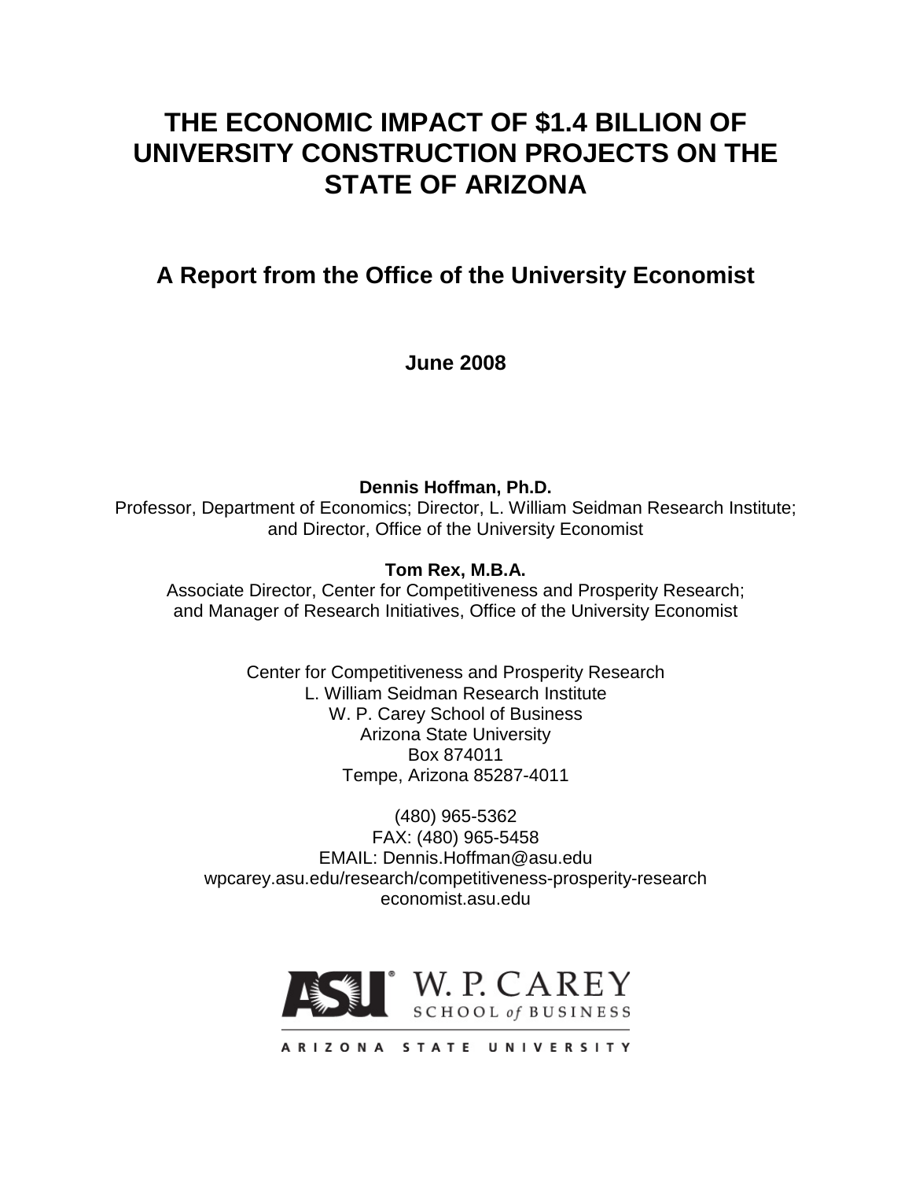# THE ECONOMIC IMPACT OF $1.4 BILLION OF UNIVERSITY CONSTRUCTION PROJECTS ON THE STATE OF ARIZONA

## A Report from the Office of the University Economist

**June 2008**

**Dennis Hoffman, Ph.D.**
Professor, Department of Economics; Director, L. William Seidman Research Institute; and Director, Office of the University Economist

**Tom Rex, M.B.A.**
Associate Director, Center for Competitiveness and Prosperity Research; and Manager of Research Initiatives, Office of the University Economist

Center for Competitiveness and Prosperity Research
L. William Seidman Research Institute
W. P. Carey School of Business
Arizona State University
Box 874011
Tempe, Arizona 85287-4011

(480) 965-5362
FAX: (480) 965-5458
EMAIL: Dennis.Hoffman@asu.edu
wpcarey.asu.edu/research/competitiveness-prosperity-research
economist.asu.edu

ASU W. P. CAREY SCHOOL of BUSINESS
ARIZONA STATE UNIVERSITY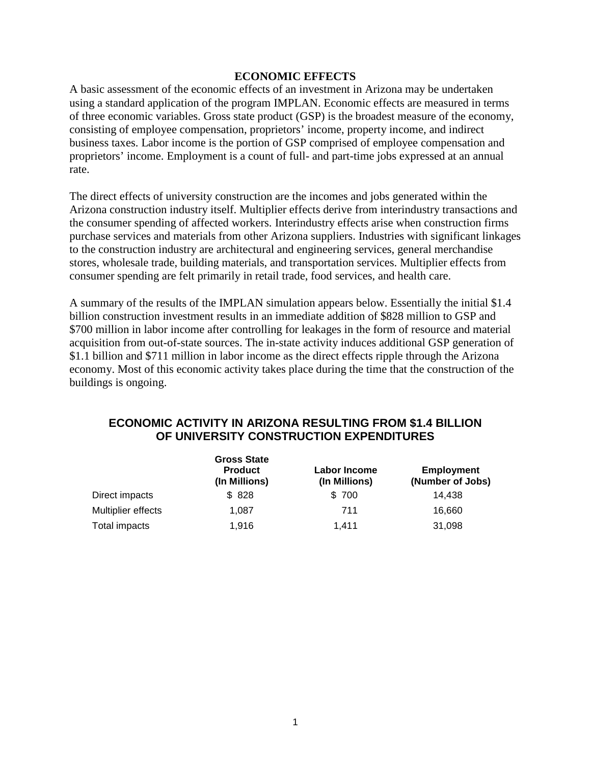## ECONOMIC EFFECTS

A basic assessment of the economic effects of an investment in Arizona may be undertaken using a standard application of the program IMPLAN. Economic effects are measured in terms of three economic variables. Gross state product (GSP) is the broadest measure of the economy, consisting of employee compensation, proprietors' income, property income, and indirect business taxes. Labor income is the portion of GSP comprised of employee compensation and proprietors' income. Employment is a count of full- and part-time jobs expressed at an annual rate.

The direct effects of university construction are the incomes and jobs generated within the Arizona construction industry itself. Multiplier effects derive from interindustry transactions and the consumer spending of affected workers. Interindustry effects arise when construction firms purchase services and materials from other Arizona suppliers. Industries with significant linkages to the construction industry are architectural and engineering services, general merchandise stores, wholesale trade, building materials, and transportation services. Multiplier effects from consumer spending are felt primarily in retail trade, food services, and health care.

A summary of the results of the IMPLAN simulation appears below. Essentially the initial $1.4 billion construction investment results in an immediate addition of $828 million to GSP and $700 million in labor income after controlling for leakages in the form of resource and material acquisition from out-of-state sources. The in-state activity induces additional GSP generation of $1.1 billion and $711 million in labor income as the direct effects ripple through the Arizona economy. Most of this economic activity takes place during the time that the construction of the buildings is ongoing.

### ECONOMIC ACTIVITY IN ARIZONA RESULTING FROM $1.4 BILLION OF UNIVERSITY CONSTRUCTION EXPENDITURES

| | Gross State Product (In Millions) | Labor Income (In Millions) | Employment (Number of Jobs) |
|---|---|---|---|
| Direct impacts | $ 828 | $ 700 | 14,438 |
| Multiplier effects | 1,087 | 711 | 16,660 |
| Total impacts | 1,916 | 1,411 | 31,098 |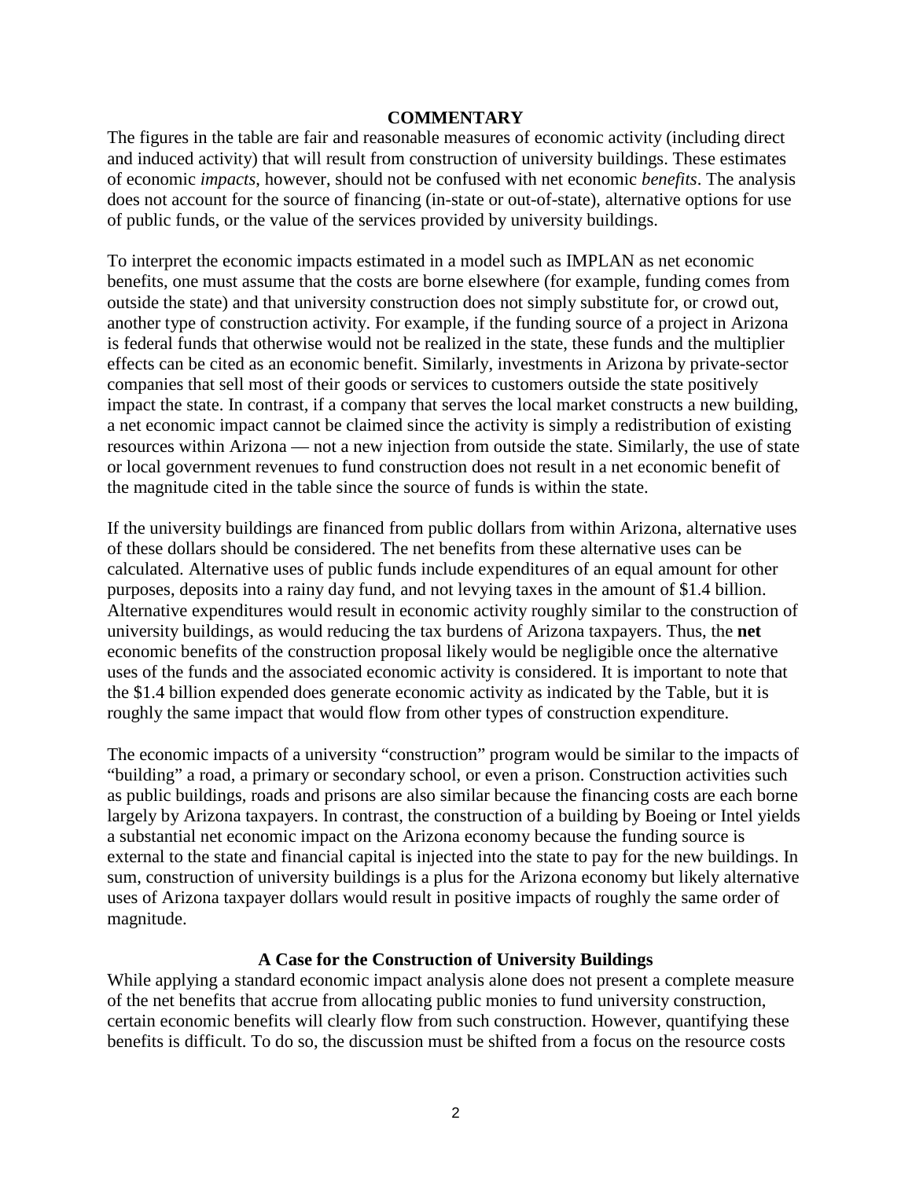## COMMENTARY

The figures in the table are fair and reasonable measures of economic activity (including direct and induced activity) that will result from construction of university buildings. These estimates of economic *impacts*, however, should not be confused with net economic *benefits*. The analysis does not account for the source of financing (in-state or out-of-state), alternative options for use of public funds, or the value of the services provided by university buildings.

To interpret the economic impacts estimated in a model such as IMPLAN as net economic benefits, one must assume that the costs are borne elsewhere (for example, funding comes from outside the state) and that university construction does not simply substitute for, or crowd out, another type of construction activity. For example, if the funding source of a project in Arizona is federal funds that otherwise would not be realized in the state, these funds and the multiplier effects can be cited as an economic benefit. Similarly, investments in Arizona by private-sector companies that sell most of their goods or services to customers outside the state positively impact the state. In contrast, if a company that serves the local market constructs a new building, a net economic impact cannot be claimed since the activity is simply a redistribution of existing resources within Arizona — not a new injection from outside the state. Similarly, the use of state or local government revenues to fund construction does not result in a net economic benefit of the magnitude cited in the table since the source of funds is within the state.

If the university buildings are financed from public dollars from within Arizona, alternative uses of these dollars should be considered. The net benefits from these alternative uses can be calculated. Alternative uses of public funds include expenditures of an equal amount for other purposes, deposits into a rainy day fund, and not levying taxes in the amount of $1.4 billion. Alternative expenditures would result in economic activity roughly similar to the construction of university buildings, as would reducing the tax burdens of Arizona taxpayers. Thus, the **net** economic benefits of the construction proposal likely would be negligible once the alternative uses of the funds and the associated economic activity is considered. It is important to note that the $1.4 billion expended does generate economic activity as indicated by the Table, but it is roughly the same impact that would flow from other types of construction expenditure.

The economic impacts of a university "construction" program would be similar to the impacts of "building" a road, a primary or secondary school, or even a prison. Construction activities such as public buildings, roads and prisons are also similar because the financing costs are each borne largely by Arizona taxpayers. In contrast, the construction of a building by Boeing or Intel yields a substantial net economic impact on the Arizona economy because the funding source is external to the state and financial capital is injected into the state to pay for the new buildings. In sum, construction of university buildings is a plus for the Arizona economy but likely alternative uses of Arizona taxpayer dollars would result in positive impacts of roughly the same order of magnitude.

## A Case for the Construction of University Buildings

While applying a standard economic impact analysis alone does not present a complete measure of the net benefits that accrue from allocating public monies to fund university construction, certain economic benefits will clearly flow from such construction. However, quantifying these benefits is difficult. To do so, the discussion must be shifted from a focus on the resource costs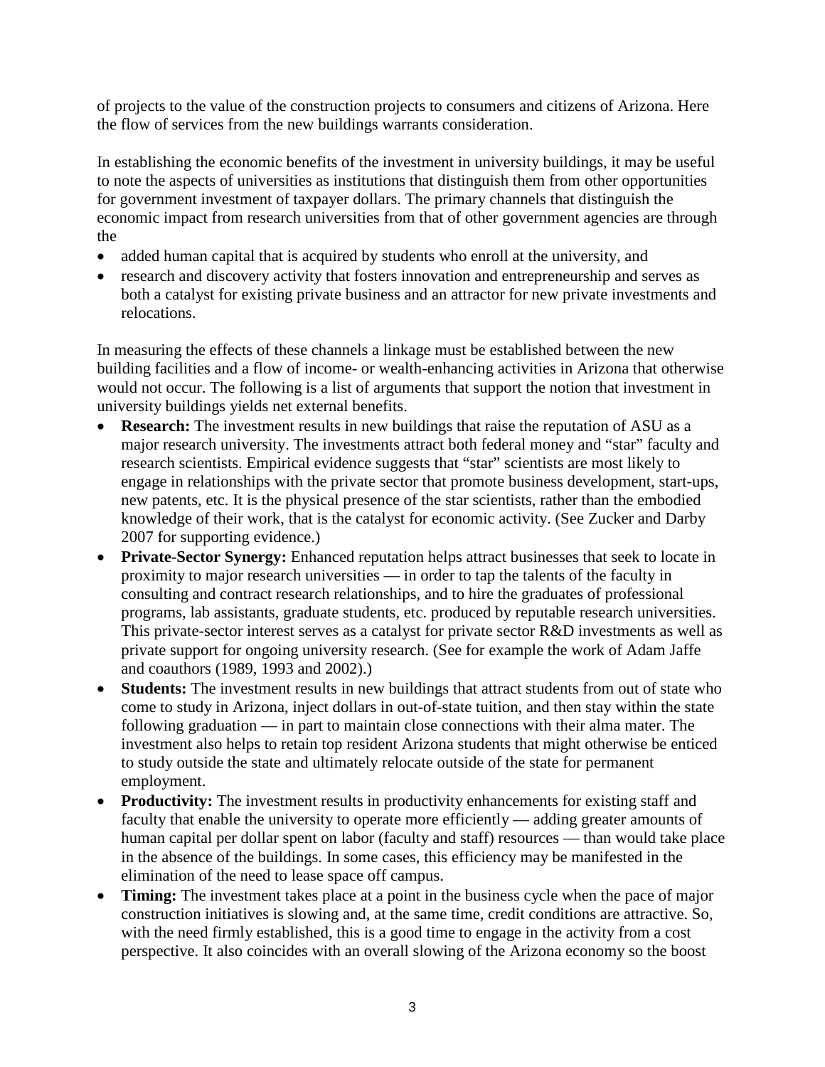of projects to the value of the construction projects to consumers and citizens of Arizona. Here the flow of services from the new buildings warrants consideration.

In establishing the economic benefits of the investment in university buildings, it may be useful to note the aspects of universities as institutions that distinguish them from other opportunities for government investment of taxpayer dollars. The primary channels that distinguish the economic impact from research universities from that of other government agencies are through the

- added human capital that is acquired by students who enroll at the university, and
- research and discovery activity that fosters innovation and entrepreneurship and serves as both a catalyst for existing private business and an attractor for new private investments and relocations.

In measuring the effects of these channels a linkage must be established between the new building facilities and a flow of income- or wealth-enhancing activities in Arizona that otherwise would not occur. The following is a list of arguments that support the notion that investment in university buildings yields net external benefits.

- **Research:** The investment results in new buildings that raise the reputation of ASU as a major research university. The investments attract both federal money and "star" faculty and research scientists. Empirical evidence suggests that "star" scientists are most likely to engage in relationships with the private sector that promote business development, start-ups, new patents, etc. It is the physical presence of the star scientists, rather than the embodied knowledge of their work, that is the catalyst for economic activity. (See Zucker and Darby 2007 for supporting evidence.)
- **Private-Sector Synergy:** Enhanced reputation helps attract businesses that seek to locate in proximity to major research universities — in order to tap the talents of the faculty in consulting and contract research relationships, and to hire the graduates of professional programs, lab assistants, graduate students, etc. produced by reputable research universities. This private-sector interest serves as a catalyst for private sector R&D investments as well as private support for ongoing university research. (See for example the work of Adam Jaffe and coauthors (1989, 1993 and 2002).)
- **Students:** The investment results in new buildings that attract students from out of state who come to study in Arizona, inject dollars in out-of-state tuition, and then stay within the state following graduation — in part to maintain close connections with their alma mater. The investment also helps to retain top resident Arizona students that might otherwise be enticed to study outside the state and ultimately relocate outside of the state for permanent employment.
- **Productivity:** The investment results in productivity enhancements for existing staff and faculty that enable the university to operate more efficiently — adding greater amounts of human capital per dollar spent on labor (faculty and staff) resources — than would take place in the absence of the buildings. In some cases, this efficiency may be manifested in the elimination of the need to lease space off campus.
- **Timing:** The investment takes place at a point in the business cycle when the pace of major construction initiatives is slowing and, at the same time, credit conditions are attractive. So, with the need firmly established, this is a good time to engage in the activity from a cost perspective. It also coincides with an overall slowing of the Arizona economy so the boost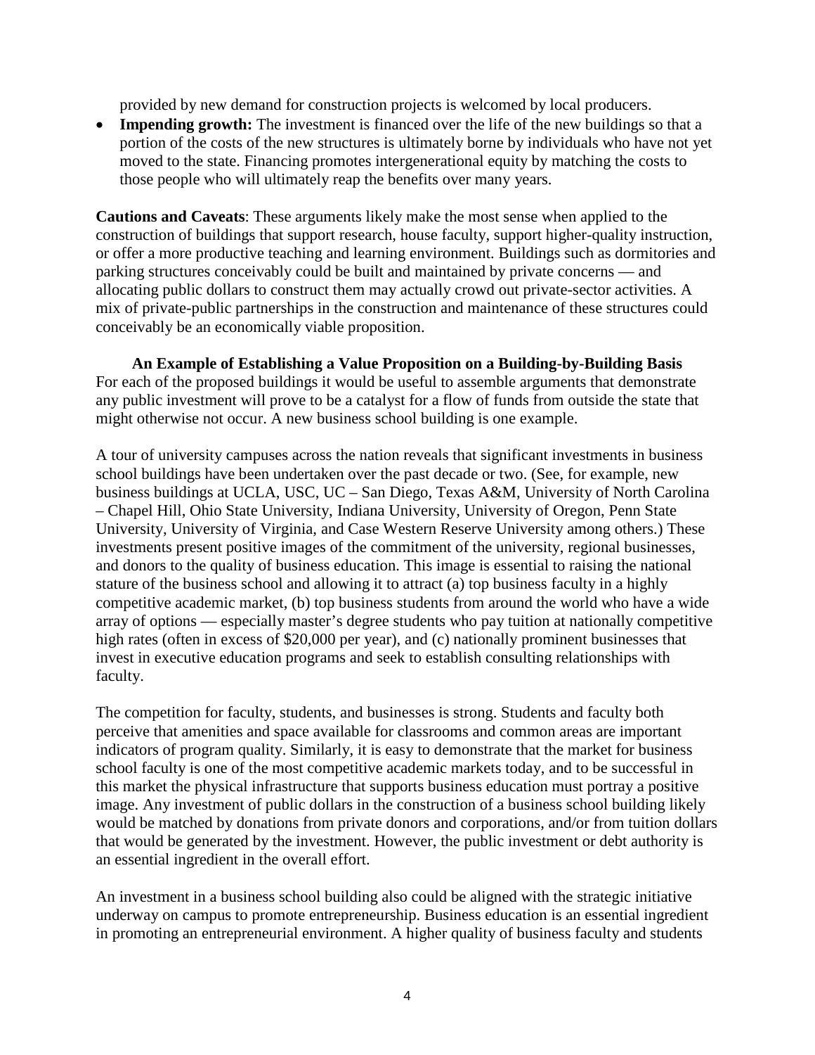provided by new demand for construction projects is welcomed by local producers.

- **Impending growth:** The investment is financed over the life of the new buildings so that a portion of the costs of the new structures is ultimately borne by individuals who have not yet moved to the state. Financing promotes intergenerational equity by matching the costs to those people who will ultimately reap the benefits over many years.

**Cautions and Caveats**: These arguments likely make the most sense when applied to the construction of buildings that support research, house faculty, support higher-quality instruction, or offer a more productive teaching and learning environment. Buildings such as dormitories and parking structures conceivably could be built and maintained by private concerns — and allocating public dollars to construct them may actually crowd out private-sector activities. A mix of private-public partnerships in the construction and maintenance of these structures could conceivably be an economically viable proposition.

### An Example of Establishing a Value Proposition on a Building-by-Building Basis

For each of the proposed buildings it would be useful to assemble arguments that demonstrate any public investment will prove to be a catalyst for a flow of funds from outside the state that might otherwise not occur. A new business school building is one example.

A tour of university campuses across the nation reveals that significant investments in business school buildings have been undertaken over the past decade or two. (See, for example, new business buildings at UCLA, USC, UC – San Diego, Texas A&M, University of North Carolina – Chapel Hill, Ohio State University, Indiana University, University of Oregon, Penn State University, University of Virginia, and Case Western Reserve University among others.) These investments present positive images of the commitment of the university, regional businesses, and donors to the quality of business education. This image is essential to raising the national stature of the business school and allowing it to attract (a) top business faculty in a highly competitive academic market, (b) top business students from around the world who have a wide array of options — especially master's degree students who pay tuition at nationally competitive high rates (often in excess of $20,000 per year), and (c) nationally prominent businesses that invest in executive education programs and seek to establish consulting relationships with faculty.

The competition for faculty, students, and businesses is strong. Students and faculty both perceive that amenities and space available for classrooms and common areas are important indicators of program quality. Similarly, it is easy to demonstrate that the market for business school faculty is one of the most competitive academic markets today, and to be successful in this market the physical infrastructure that supports business education must portray a positive image. Any investment of public dollars in the construction of a business school building likely would be matched by donations from private donors and corporations, and/or from tuition dollars that would be generated by the investment. However, the public investment or debt authority is an essential ingredient in the overall effort.

An investment in a business school building also could be aligned with the strategic initiative underway on campus to promote entrepreneurship. Business education is an essential ingredient in promoting an entrepreneurial environment. A higher quality of business faculty and students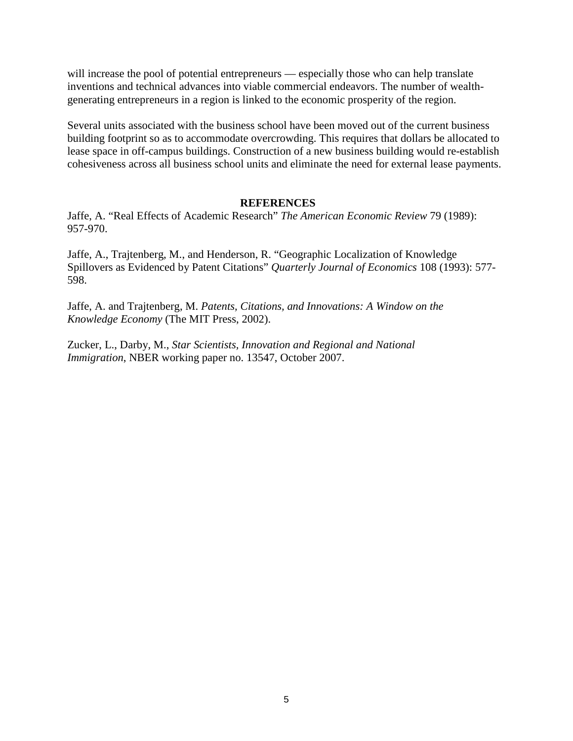will increase the pool of potential entrepreneurs — especially those who can help translate inventions and technical advances into viable commercial endeavors. The number of wealth-generating entrepreneurs in a region is linked to the economic prosperity of the region.

Several units associated with the business school have been moved out of the current business building footprint so as to accommodate overcrowding. This requires that dollars be allocated to lease space in off-campus buildings. Construction of a new business building would re-establish cohesiveness across all business school units and eliminate the need for external lease payments.

## REFERENCES

Jaffe, A. "Real Effects of Academic Research" *The American Economic Review* 79 (1989): 957-970.

Jaffe, A., Trajtenberg, M., and Henderson, R. "Geographic Localization of Knowledge Spillovers as Evidenced by Patent Citations" *Quarterly Journal of Economics* 108 (1993): 577-598.

Jaffe, A. and Trajtenberg, M. *Patents, Citations, and Innovations: A Window on the Knowledge Economy* (The MIT Press, 2002).

Zucker, L., Darby, M., *Star Scientists, Innovation and Regional and National Immigration*, NBER working paper no. 13547, October 2007.